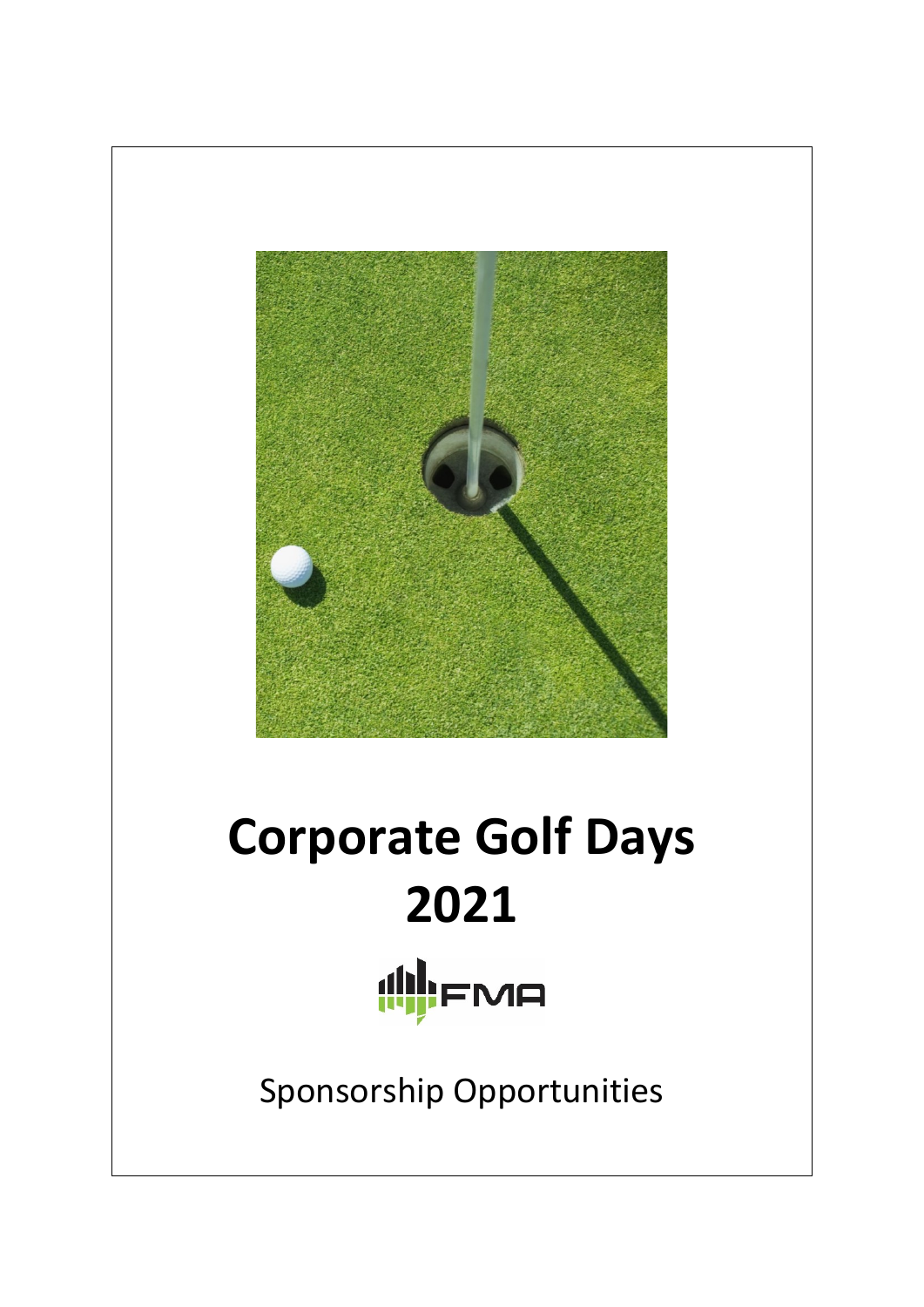# Corpor­ate Golf Days 2021

FMA

Sponsorship Opportunities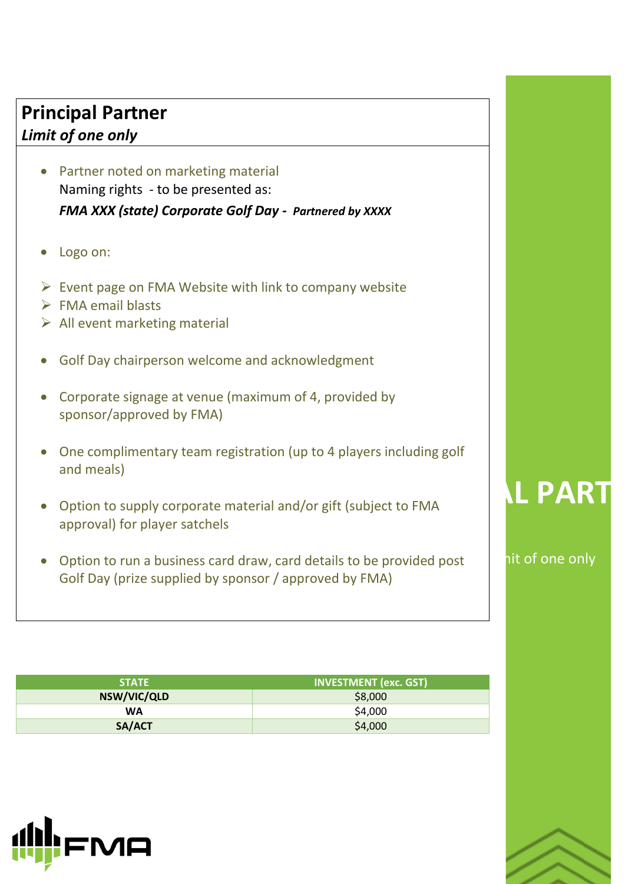## Principal Partner

***Limit of one only***

- Partner noted on marketing material
  Naming rights - to be presented as:
  ***FMA XXX (state) Corporate Golf Day - Partnered by XXXX***

- Logo on:

  - Event page on FMA Website with link to company website
  - FMA email blasts
  - All event marketing material

- Golf Day chairperson welcome and acknowledgment

- Corporate signage at venue (maximum of 4, provided by sponsor/approved by FMA)

- One complimentary team registration (up to 4 players including golf and meals)

- Option to supply corporate material and/or gift (subject to FMA approval) for player satchels

- Option to run a business card draw, card details to be provided post Golf Day (prize supplied by sponsor / approved by FMA)

| STATE | INVESTMENT (exc. GST) |
|---|---|
| NSW/VIC/QLD | $8,000 |
| WA | $4,000 |
| SA/ACT | $4,000 |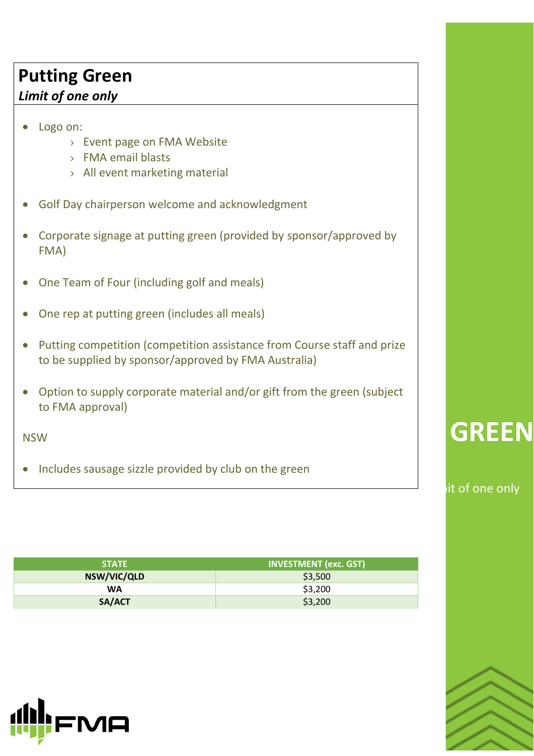## Putting Green

***Limit of one only***

- Logo on:
  - Event page on FMA Website
  - FMA email blasts
  - All event marketing material
- Golf Day chairperson welcome and acknowledgment
- Corporate signage at putting green (provided by sponsor/approved by FMA)
- One Team of Four (including golf and meals)
- One rep at putting green (includes all meals)
- Putting competition (competition assistance from Course staff and prize to be supplied by sponsor/approved by FMA Australia)
- Option to supply corporate material and/or gift from the green (subject to FMA approval)

NSW

- Includes sausage sizzle provided by club on the green

| STATE | INVESTMENT (exc. GST) |
|---|---|
| NSW/VIC/QLD | $3,500 |
| WA | $3,200 |
| SA/ACT | $3,200 |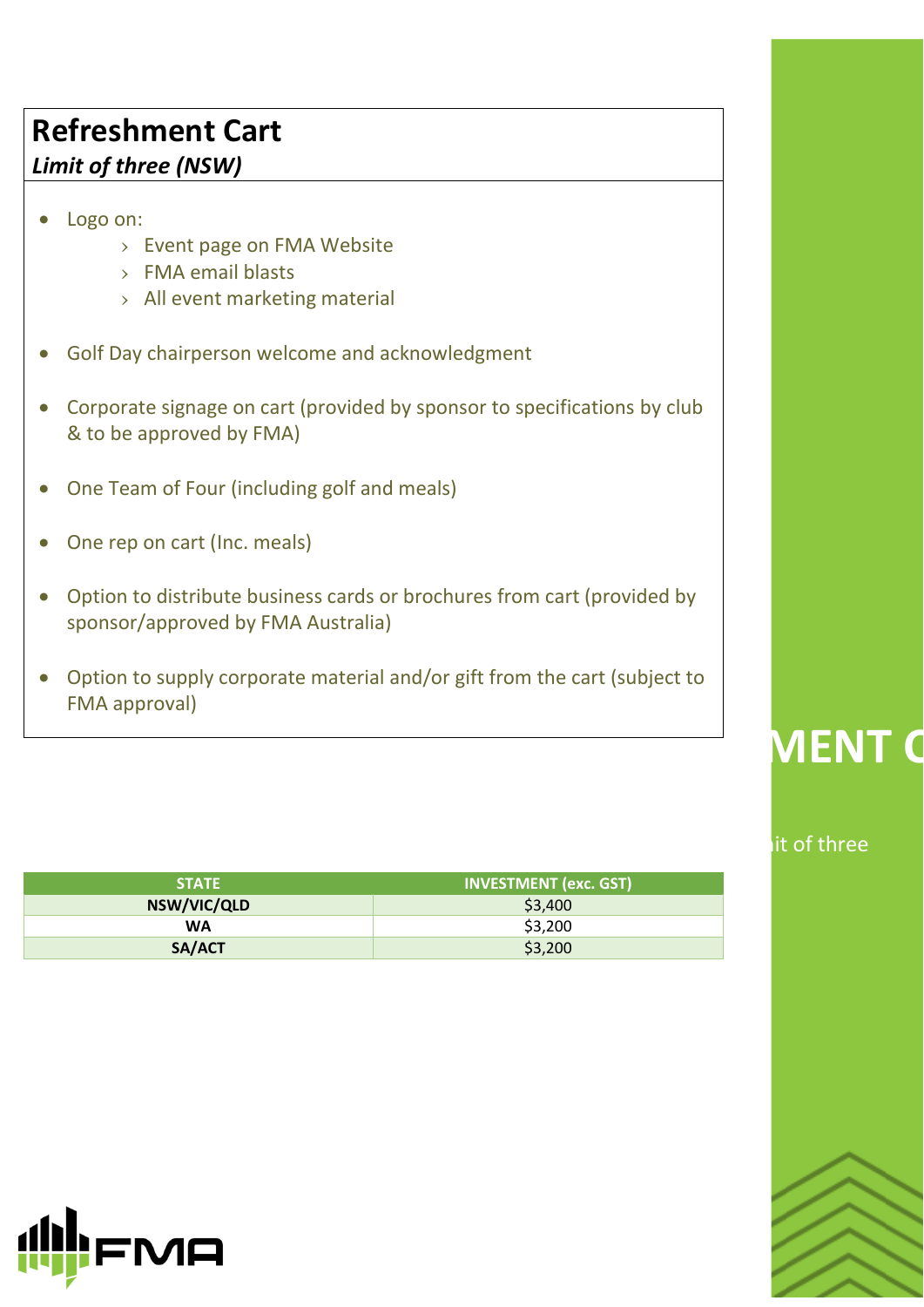## Refreshment Cart

***Limit of three (NSW)***

- Logo on:
  - Event page on FMA Website
  - FMA email blasts
  - All event marketing material
- Golf Day chairperson welcome and acknowledgment
- Corporate signage on cart (provided by sponsor to specifications by club & to be approved by FMA)
- One Team of Four (including golf and meals)
- One rep on cart (Inc. meals)
- Option to distribute business cards or brochures from cart (provided by sponsor/approved by FMA Australia)
- Option to supply corporate material and/or gift from the cart (subject to FMA approval)

| STATE | INVESTMENT (exc. GST) |
| --- | --- |
| NSW/VIC/QLD | $3,400 |
| WA | $3,200 |
| SA/ACT | $3,200 |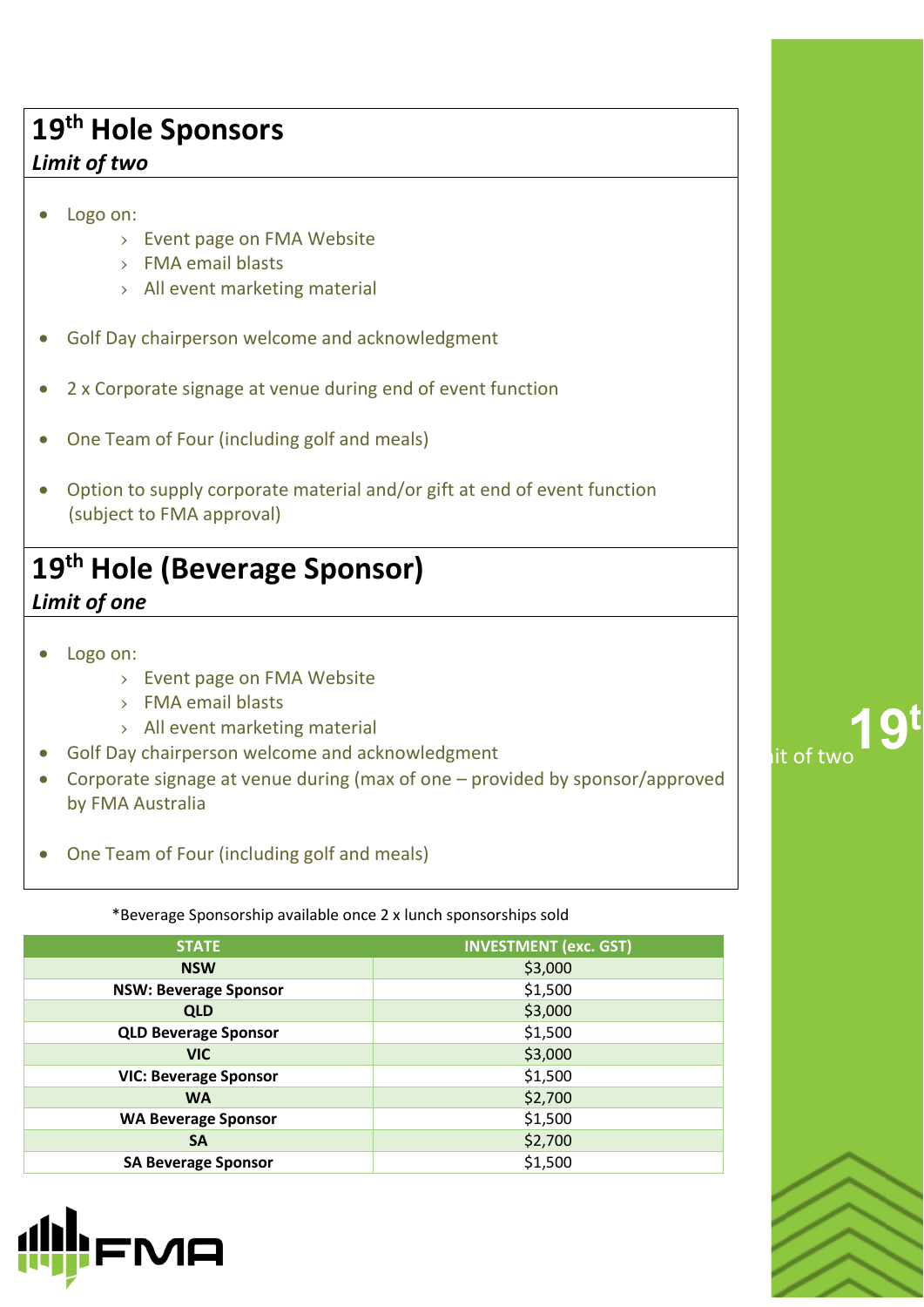## 19th Hole Sponsors

***Limit of two***

- Logo on:
  - Event page on FMA Website
  - FMA email blasts
  - All event marketing material
- Golf Day chairperson welcome and acknowledgment
- 2 x Corporate signage at venue during end of event function
- One Team of Four (including golf and meals)
- Option to supply corporate material and/or gift at end of event function (subject to FMA approval)

## 19th Hole (Beverage Sponsor)

***Limit of one***

- Logo on:
  - Event page on FMA Website
  - FMA email blasts
  - All event marketing material
- Golf Day chairperson welcome and acknowledgment
- Corporate signage at venue during (max of one – provided by sponsor/approved by FMA Australia
- One Team of Four (including golf and meals)

*Beverage Sponsorship available once 2 x lunch sponsorships sold

| STATE | INVESTMENT (exc. GST) |
|---|---|
| **NSW** | $3,000 |
| **NSW: Beverage Sponsor** | $1,500 |
| **QLD** | $3,000 |
| **QLD Beverage Sponsor** | $1,500 |
| **VIC** | $3,000 |
| **VIC: Beverage Sponsor** | $1,500 |
| **WA** | $2,700 |
| **WA Beverage Sponsor** | $1,500 |
| **SA** | $2,700 |
| **SA Beverage Sponsor** | $1,500 |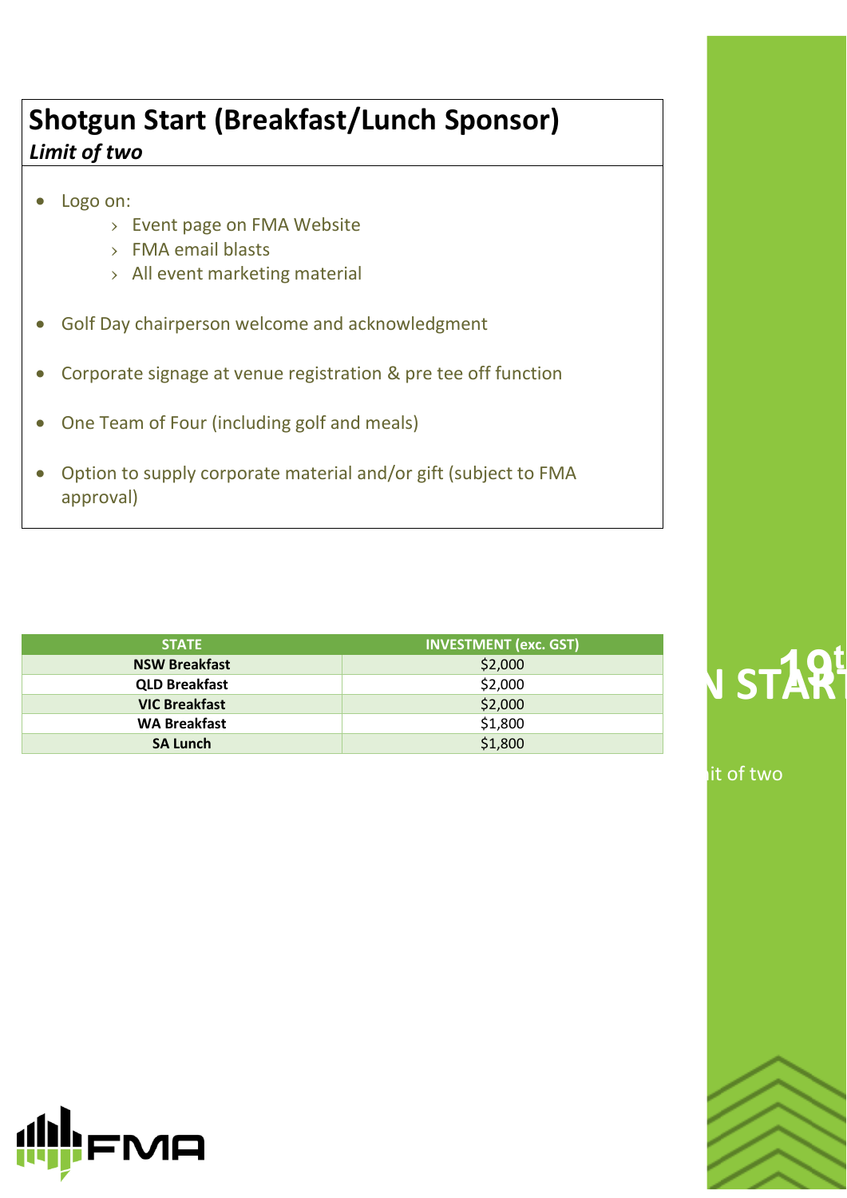## Shotgun Start (Breakfast/Lunch Sponsor)

***Limit of two***

- Logo on:
  - Event page on FMA Website
  - FMA email blasts
  - All event marketing material
- Golf Day chairperson welcome and acknowledgment
- Corporate signage at venue registration & pre tee off function
- One Team of Four (including golf and meals)
- Option to supply corporate material and/or gift (subject to FMA approval)

| STATE | INVESTMENT (exc. GST) |
| --- | --- |
| **NSW Breakfast** | $2,000 |
| **QLD Breakfast** | $2,000 |
| **VIC Breakfast** | $2,000 |
| **WA Breakfast** | $1,800 |
| **SA Lunch** | $1,800 |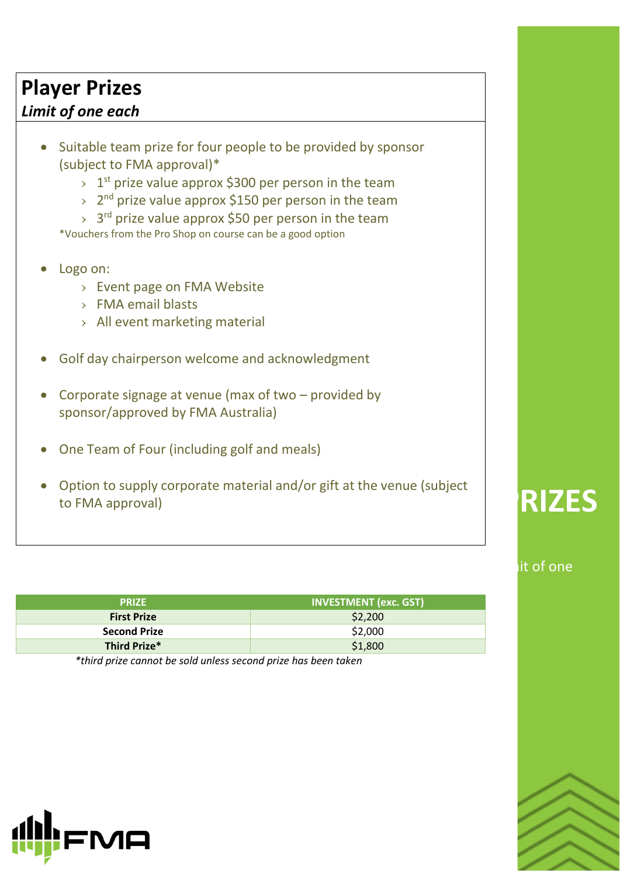## Player Prizes

***Limit of one each***

- Suitable team prize for four people to be provided by sponsor (subject to FMA approval)*
  - 1st prize value approx $300 per person in the team
  - 2nd prize value approx $150 per person in the team
  - 3rd prize value approx $50 per person in the team

  *Vouchers from the Pro Shop on course can be a good option

- Logo on:
  - Event page on FMA Website
  - FMA email blasts
  - All event marketing material

- Golf day chairperson welcome and acknowledgment

- Corporate signage at venue (max of two – provided by sponsor/approved by FMA Australia)

- One Team of Four (including golf and meals)

- Option to supply corporate material and/or gift at the venue (subject to FMA approval)

| PRIZE | INVESTMENT (exc. GST) |
|---|---|
| **First Prize** | $2,200 |
| **Second Prize** | $2,000 |
| **Third Prize*** | $1,800 |

*\*third prize cannot be sold unless second prize has been taken*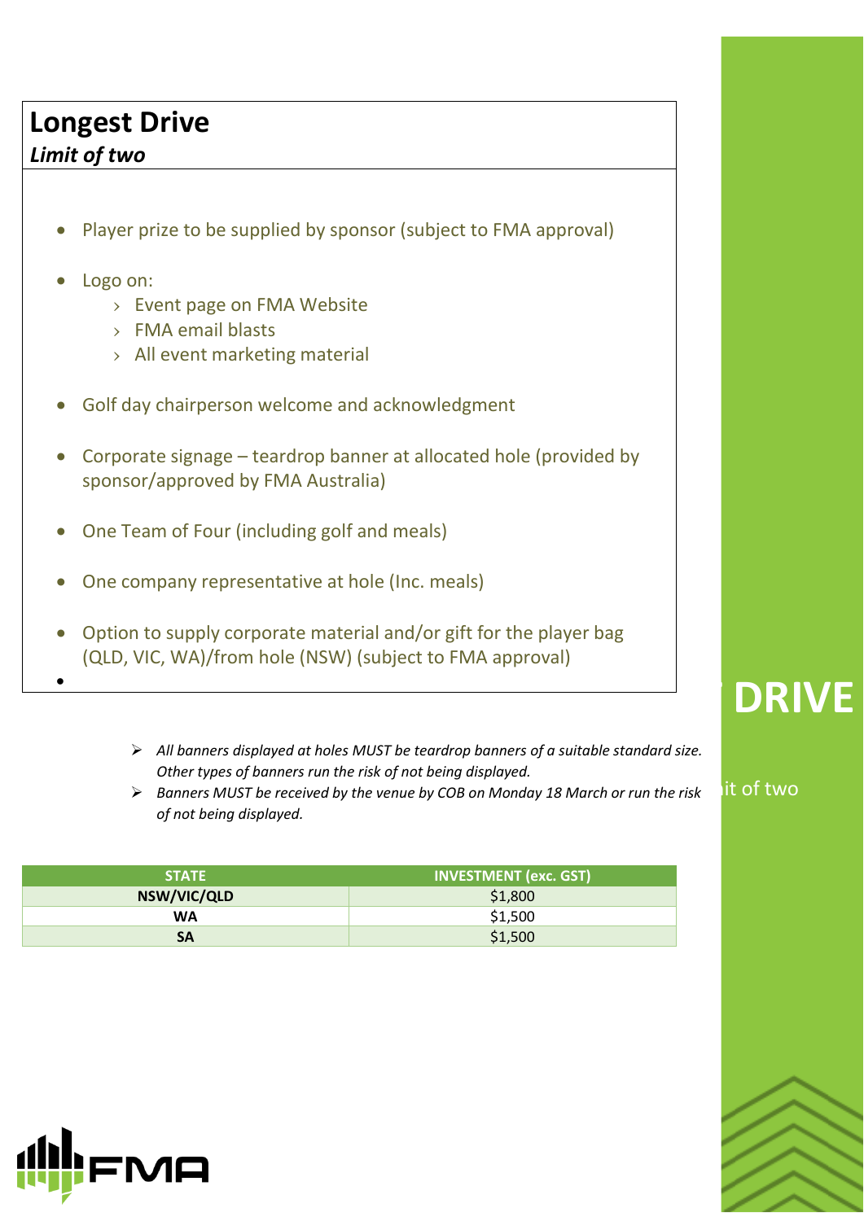## Longest Drive

***Limit of two***

- Player prize to be supplied by sponsor (subject to FMA approval)
- Logo on:
  - Event page on FMA Website
  - FMA email blasts
  - All event marketing material
- Golf day chairperson welcome and acknowledgment
- Corporate signage – teardrop banner at allocated hole (provided by sponsor/approved by FMA Australia)
- One Team of Four (including golf and meals)
- One company representative at hole (Inc. meals)
- Option to supply corporate material and/or gift for the player bag (QLD, VIC, WA)/from hole (NSW) (subject to FMA approval)

> - *All banners displayed at holes MUST be teardrop banners of a suitable standard size. Other types of banners run the risk of not being displayed.*
> - *Banners MUST be received by the venue by COB on Monday 18 March or run the risk of not being displayed.*

| STATE | INVESTMENT (exc. GST) |
|---|---|
| NSW/VIC/QLD | $1,800 |
| WA | $1,500 |
| SA | $1,500 |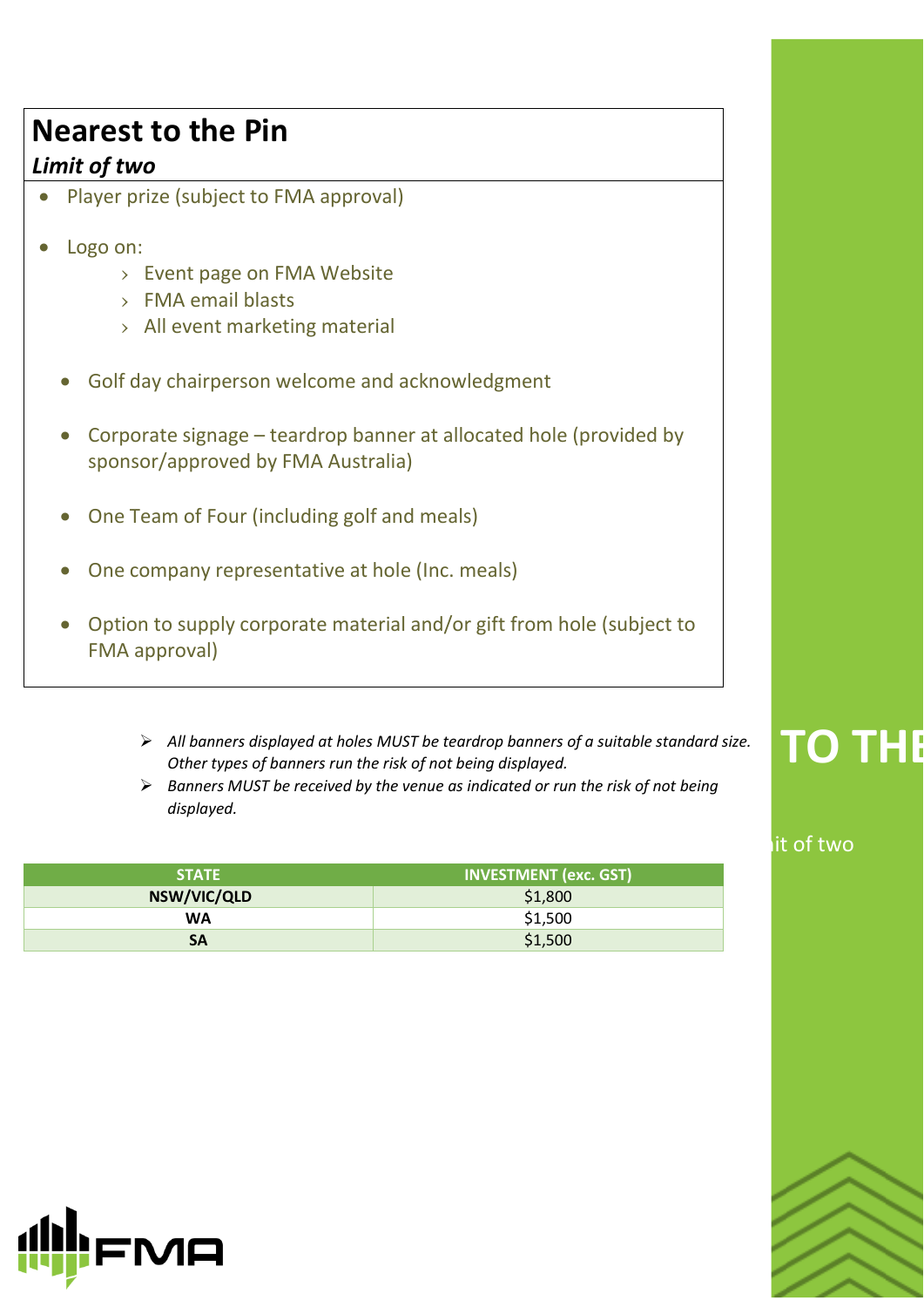## Nearest to the Pin

***Limit of two***

- Player prize (subject to FMA approval)
- Logo on:
  - Event page on FMA Website
  - FMA email blasts
  - All event marketing material
- Golf day chairperson welcome and acknowledgment
- Corporate signage – teardrop banner at allocated hole (provided by sponsor/approved by FMA Australia)
- One Team of Four (including golf and meals)
- One company representative at hole (Inc. meals)
- Option to supply corporate material and/or gift from hole (subject to FMA approval)

> - *All banners displayed at holes MUST be teardrop banners of a suitable standard size. Other types of banners run the risk of not being displayed.*
> - *Banners MUST be received by the venue as indicated or run the risk of not being displayed.*

| STATE | INVESTMENT (exc. GST) |
| --- | --- |
| NSW/VIC/QLD | $1,800 |
| WA | $1,500 |
| SA | $1,500 |

TO THE

it of two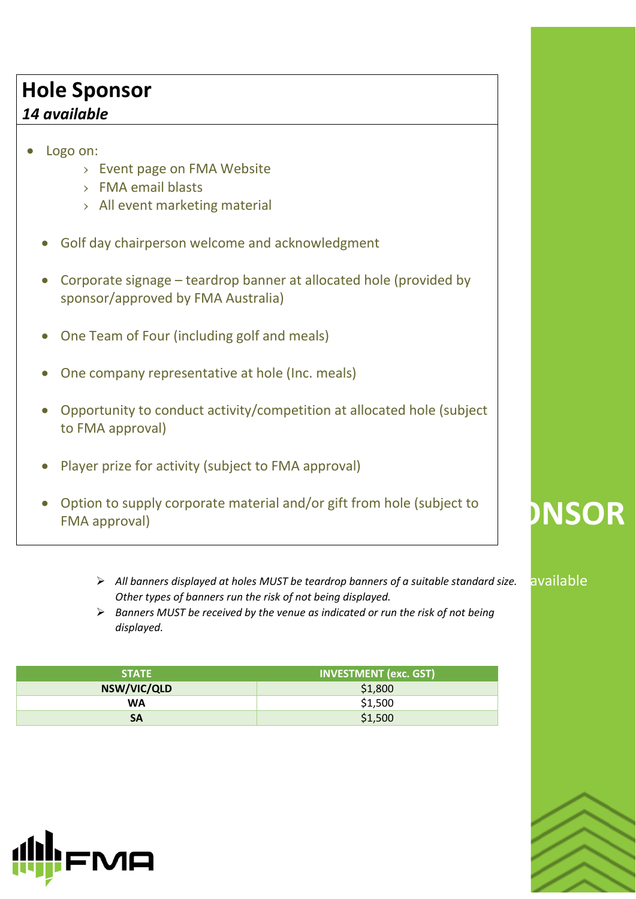## Hole Sponsor

***14 available***

- Logo on:
  - Event page on FMA Website
  - FMA email blasts
  - All event marketing material
- Golf day chairperson welcome and acknowledgment
- Corporate signage – teardrop banner at allocated hole (provided by sponsor/approved by FMA Australia)
- One Team of Four (including golf and meals)
- One company representative at hole (Inc. meals)
- Opportunity to conduct activity/competition at allocated hole (subject to FMA approval)
- Player prize for activity (subject to FMA approval)
- Option to supply corporate material and/or gift from hole (subject to FMA approval)

> - *All banners displayed at holes MUST be teardrop banners of a suitable standard size. Other types of banners run the risk of not being displayed.*
> - *Banners MUST be received by the venue as indicated or run the risk of not being displayed.*

| STATE | INVESTMENT (exc. GST) |
| --- | --- |
| **NSW/VIC/QLD** | $1,800 |
| **WA** | $1,500 |
| **SA** | $1,500 |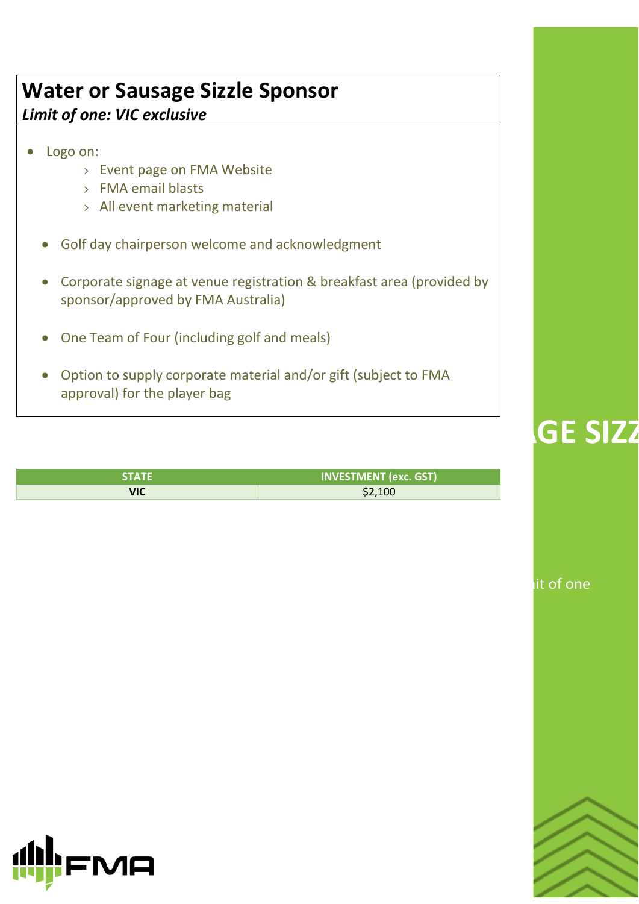## Water or Sausage Sizzle Sponsor

***Limit of one: VIC exclusive***

- Logo on:
  - Event page on FMA Website
  - FMA email blasts
  - All event marketing material
- Golf day chairperson welcome and acknowledgment
- Corporate signage at venue registration & breakfast area (provided by sponsor/approved by FMA Australia)
- One Team of Four (including golf and meals)
- Option to supply corporate material and/or gift (subject to FMA approval) for the player bag

| STATE | INVESTMENT (exc. GST) |
|---|---|
| **VIC** | $2,100 |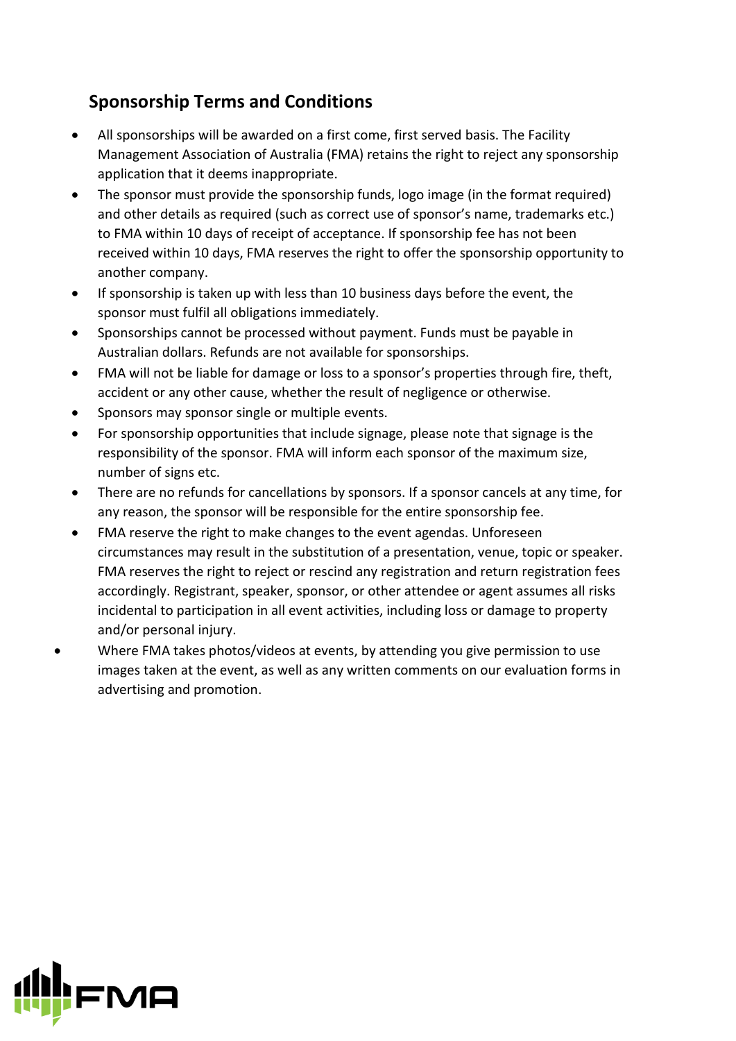## Sponsorship Terms and Conditions

- All sponsorships will be awarded on a first come, first served basis. The Facility Management Association of Australia (FMA) retains the right to reject any sponsorship application that it deems inappropriate.
- The sponsor must provide the sponsorship funds, logo image (in the format required) and other details as required (such as correct use of sponsor's name, trademarks etc.) to FMA within 10 days of receipt of acceptance. If sponsorship fee has not been received within 10 days, FMA reserves the right to offer the sponsorship opportunity to another company.
- If sponsorship is taken up with less than 10 business days before the event, the sponsor must fulfil all obligations immediately.
- Sponsorships cannot be processed without payment. Funds must be payable in Australian dollars. Refunds are not available for sponsorships.
- FMA will not be liable for damage or loss to a sponsor's properties through fire, theft, accident or any other cause, whether the result of negligence or otherwise.
- Sponsors may sponsor single or multiple events.
- For sponsorship opportunities that include signage, please note that signage is the responsibility of the sponsor. FMA will inform each sponsor of the maximum size, number of signs etc.
- There are no refunds for cancellations by sponsors. If a sponsor cancels at any time, for any reason, the sponsor will be responsible for the entire sponsorship fee.
- FMA reserve the right to make changes to the event agendas. Unforeseen circumstances may result in the substitution of a presentation, venue, topic or speaker. FMA reserves the right to reject or rescind any registration and return registration fees accordingly. Registrant, speaker, sponsor, or other attendee or agent assumes all risks incidental to participation in all event activities, including loss or damage to property and/or personal injury.
- Where FMA takes photos/videos at events, by attending you give permission to use images taken at the event, as well as any written comments on our evaluation forms in advertising and promotion.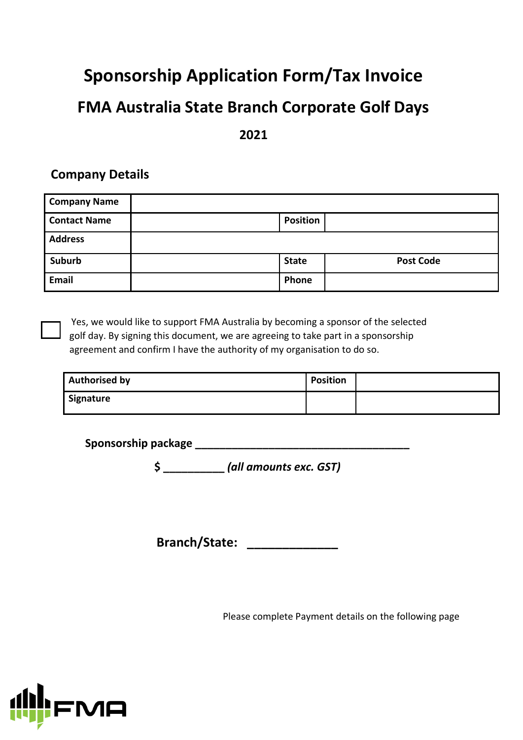# Sponsorship Application Form/Tax Invoice

## FMA Australia State Branch Corporate Golf Days

**2021**

### Company Details

| **Company Name** | | | |
|---|---|---|---|
| **Contact Name** | | **Position** | |
| **Address** | | | |
| **Suburb** | | **State** | **Post Code** |
| **Email** | | **Phone** | |

☐ Yes, we would like to support FMA Australia by becoming a sponsor of the selected golf day. By signing this document, we are agreeing to take part in a sponsorship agreement and confirm I have the authority of my organisation to do so.

| **Authorised by** | **Position** | |
|---|---|---|
| **Signature** | | |

**Sponsorship package ___________________________________**

**$ __________ *(all amounts exc. GST)***

**Branch/State: _____________**

Please complete Payment details on the following page

FMA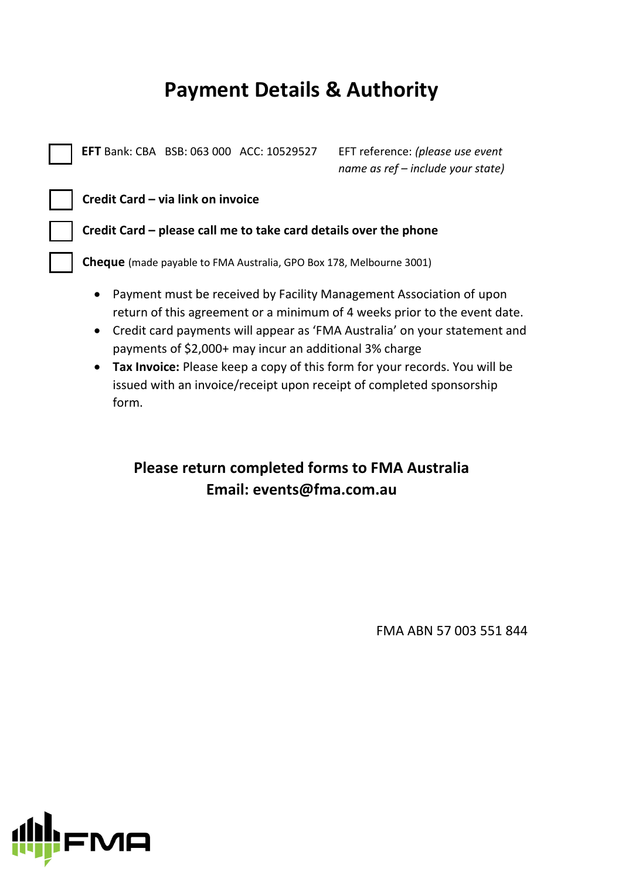# Payment Details & Authority

☐ **EFT** Bank: CBA BSB: 063 000 ACC: 10529527 EFT reference: *(please use event name as ref – include your state)*

☐ **Credit Card – via link on invoice**

☐ **Credit Card – please call me to take card details over the phone**

☐ **Cheque** (made payable to FMA Australia, GPO Box 178, Melbourne 3001)

- Payment must be received by Facility Management Association of upon return of this agreement or a minimum of 4 weeks prior to the event date.
- Credit card payments will appear as 'FMA Australia' on your statement and payments of $2,000+ may incur an additional 3% charge
- **Tax Invoice:** Please keep a copy of this form for your records. You will be issued with an invoice/receipt upon receipt of completed sponsorship form.

**Please return completed forms to FMA Australia**
**Email: events@fma.com.au**

FMA ABN 57 003 551 844

FMA